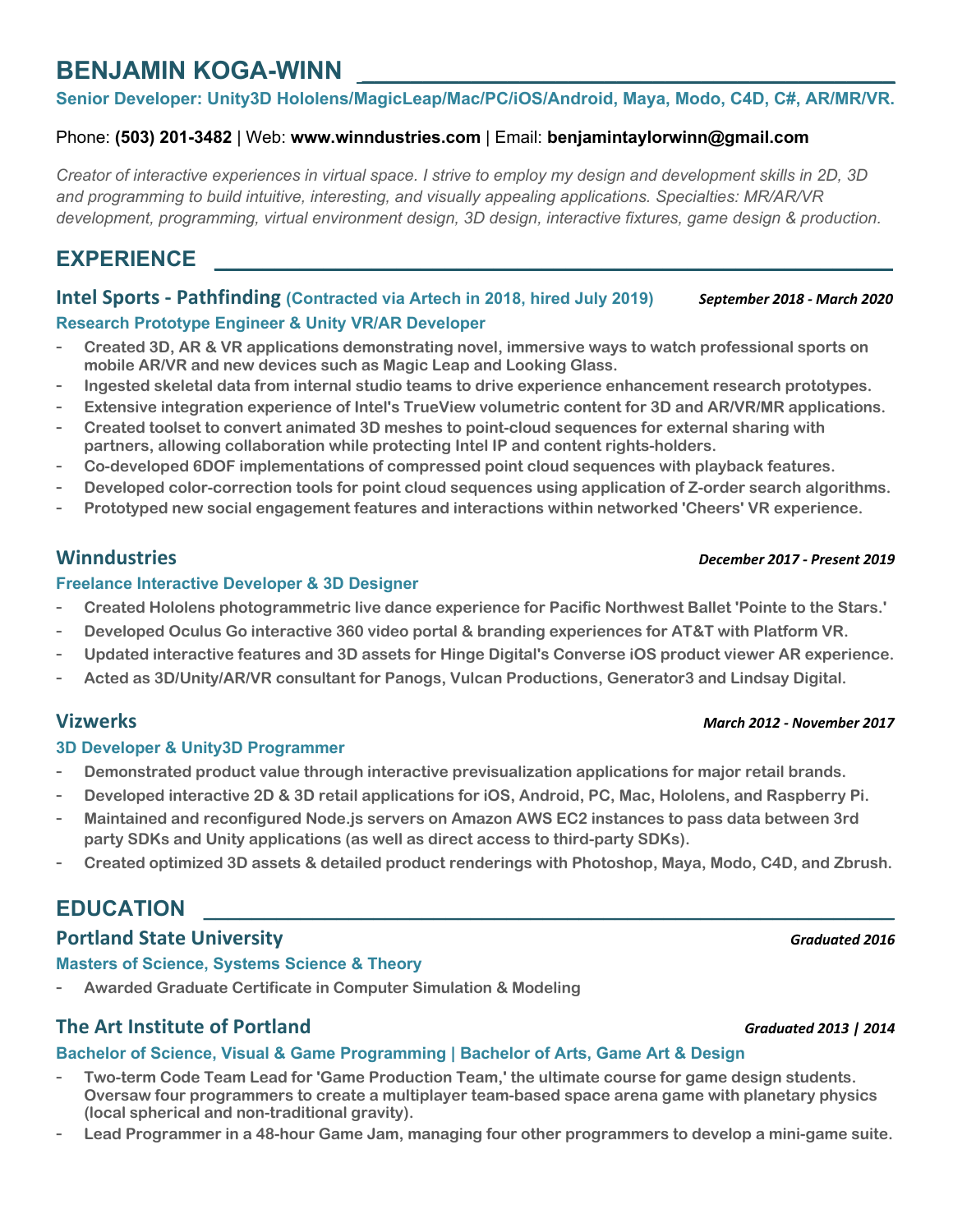# BENJAMIN KOGA-WINN

**Senior Developer: Unity3D Hololens/MagicLeap/Mac/PC/iOS/Android, Maya, Modo, C4D, C#, AR/MR/VR.**

Phone: **(503) 201-3482** | Web: **www.winndustries.com** | Email: **benjamintaylorwinn@gmail.com**

*Creator of interactive experiences in virtual space. I strive to employ my design and development skills in 2D, 3D and programming to build intuitive, interesting, and visually appealing applications. Specialties: MR/AR/VR development, programming, virtual environment design, 3D design, interactive fixtures, game design & production.*

## EXPERIENCE

### Intel Sports - Pathfinding (Contracted via Artech in 2018, hired July 2019) — *September 2018 - March 2020*

**Research Prototype Engineer & Unity VR/AR Developer**

- Created 3D, AR & VR applications demonstrating novel, immersive ways to watch professional sports on mobile AR/VR and new devices such as Magic Leap and Looking Glass.
- Ingested skeletal data from internal studio teams to drive experience enhancement research prototypes.
- Extensive integration experience of Intel's TrueView volumetric content for 3D and AR/VR/MR applications.
- Created toolset to convert animated 3D meshes to point-cloud sequences for external sharing with partners, allowing collaboration while protecting Intel IP and content rights-holders.
- Co-developed 6DOF implementations of compressed point cloud sequences with playback features.
- Developed color-correction tools for point cloud sequences using application of Z-order search algorithms.
- Prototyped new social engagement features and interactions within networked 'Cheers' VR experience.

### Winndustries — *December 2017 - Present 2019*

**Freelance Interactive Developer & 3D Designer**

- Created Hololens photogrammetric live dance experience for Pacific Northwest Ballet 'Pointe to the Stars.'
- Developed Oculus Go interactive 360 video portal & branding experiences for AT&T with Platform VR.
- Updated interactive features and 3D assets for Hinge Digital's Converse iOS product viewer AR experience.
- Acted as 3D/Unity/AR/VR consultant for Panogs, Vulcan Productions, Generator3 and Lindsay Digital.

### Vizwerks — *March 2012 - November 2017*

**3D Developer & Unity3D Programmer**

- Demonstrated product value through interactive previsualization applications for major retail brands.
- Developed interactive 2D & 3D retail applications for iOS, Android, PC, Mac, Hololens, and Raspberry Pi.
- Maintained and reconfigured Node.js servers on Amazon AWS EC2 instances to pass data between 3rd party SDKs and Unity applications (as well as direct access to third-party SDKs).
- Created optimized 3D assets & detailed product renderings with Photoshop, Maya, Modo, C4D, and Zbrush.

## EDUCATION

### Portland State University — *Graduated 2016*

**Masters of Science, Systems Science & Theory**

- Awarded Graduate Certificate in Computer Simulation & Modeling

### The Art Institute of Portland — *Graduated 2013 | 2014*

**Bachelor of Science, Visual & Game Programming | Bachelor of Arts, Game Art & Design**

- Two-term Code Team Lead for 'Game Production Team,' the ultimate course for game design students. Oversaw four programmers to create a multiplayer team-based space arena game with planetary physics (local spherical and non-traditional gravity).
- Lead Programmer in a 48-hour Game Jam, managing four other programmers to develop a mini-game suite.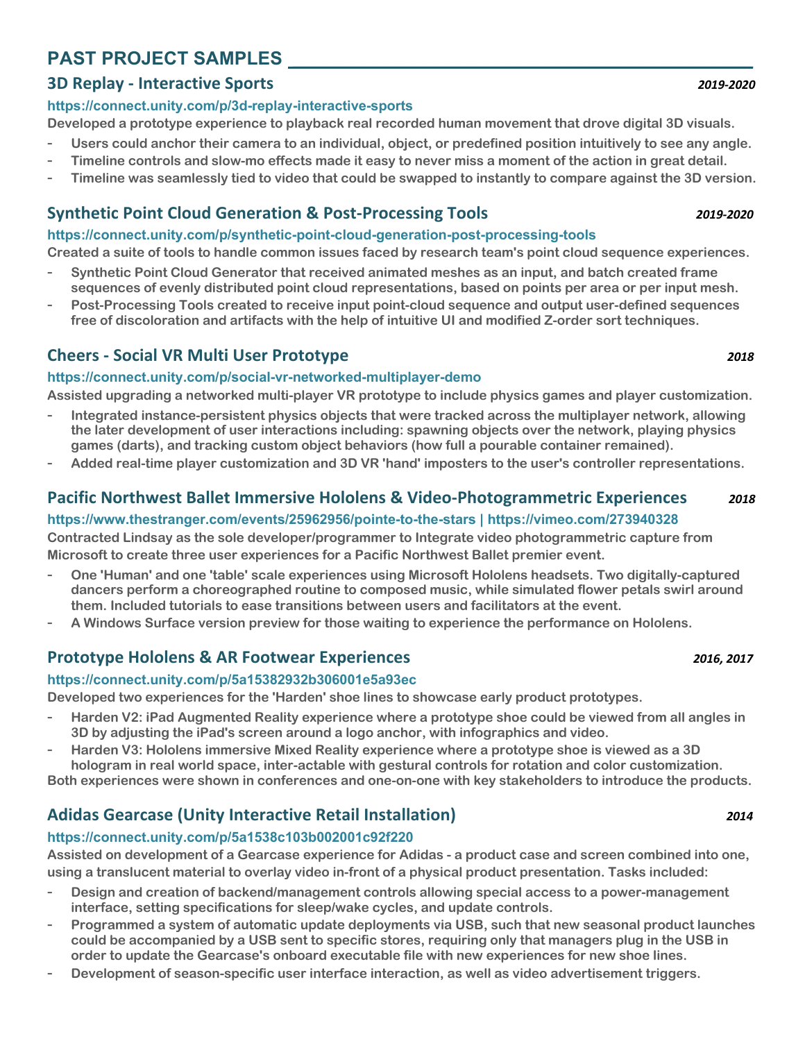## PAST PROJECT SAMPLES

### 3D Replay - Interactive Sports

***2019-2020***

**https://connect.unity.com/p/3d-replay-interactive-sports**

**Developed a prototype experience to playback real recorded human movement that drove digital 3D visuals.**

- **Users could anchor their camera to an individual, object, or predefined position intuitively to see any angle.**
- **Timeline controls and slow-mo effects made it easy to never miss a moment of the action in great detail.**
- **Timeline was seamlessly tied to video that could be swapped to instantly to compare against the 3D version.**

### Synthetic Point Cloud Generation & Post-Processing Tools

***2019-2020***

**https://connect.unity.com/p/synthetic-point-cloud-generation-post-processing-tools**

**Created a suite of tools to handle common issues faced by research team's point cloud sequence experiences.**

- **Synthetic Point Cloud Generator that received animated meshes as an input, and batch created frame sequences of evenly distributed point cloud representations, based on points per area or per input mesh.**
- **Post-Processing Tools created to receive input point-cloud sequence and output user-defined sequences free of discoloration and artifacts with the help of intuitive UI and modified Z-order sort techniques.**

### Cheers - Social VR Multi User Prototype

***2018***

**https://connect.unity.com/p/social-vr-networked-multiplayer-demo**

**Assisted upgrading a networked multi-player VR prototype to include physics games and player customization.**

- **Integrated instance-persistent physics objects that were tracked across the multiplayer network, allowing the later development of user interactions including: spawning objects over the network, playing physics games (darts), and tracking custom object behaviors (how full a pourable container remained).**
- **Added real-time player customization and 3D VR 'hand' imposters to the user's controller representations.**

### Pacific Northwest Ballet Immersive Hololens & Video-Photogrammetric Experiences

***2018***

**https://www.thestranger.com/events/25962956/pointe-to-the-stars | https://vimeo.com/273940328**

**Contracted Lindsay as the sole developer/programmer to Integrate video photogrammetric capture from Microsoft to create three user experiences for a Pacific Northwest Ballet premier event.**

- **One 'Human' and one 'table' scale experiences using Microsoft Hololens headsets. Two digitally-captured dancers perform a choreographed routine to composed music, while simulated flower petals swirl around them. Included tutorials to ease transitions between users and facilitators at the event.**
- **A Windows Surface version preview for those waiting to experience the performance on Hololens.**

### Prototype Hololens & AR Footwear Experiences

***2016, 2017***

**https://connect.unity.com/p/5a15382932b306001e5a93ec**

**Developed two experiences for the 'Harden' shoe lines to showcase early product prototypes.**

- **Harden V2: iPad Augmented Reality experience where a prototype shoe could be viewed from all angles in 3D by adjusting the iPad's screen around a logo anchor, with infographics and video.**
- **Harden V3: Hololens immersive Mixed Reality experience where a prototype shoe is viewed as a 3D hologram in real world space, inter-actable with gestural controls for rotation and color customization.**

**Both experiences were shown in conferences and one-on-one with key stakeholders to introduce the products.**

### Adidas Gearcase (Unity Interactive Retail Installation)

***2014***

**https://connect.unity.com/p/5a1538c103b002001c92f220**

**Assisted on development of a Gearcase experience for Adidas - a product case and screen combined into one, using a translucent material to overlay video in-front of a physical product presentation. Tasks included:**

- **Design and creation of backend/management controls allowing special access to a power-management interface, setting specifications for sleep/wake cycles, and update controls.**
- **Programmed a system of automatic update deployments via USB, such that new seasonal product launches could be accompanied by a USB sent to specific stores, requiring only that managers plug in the USB in order to update the Gearcase's onboard executable file with new experiences for new shoe lines.**
- **Development of season-specific user interface interaction, as well as video advertisement triggers.**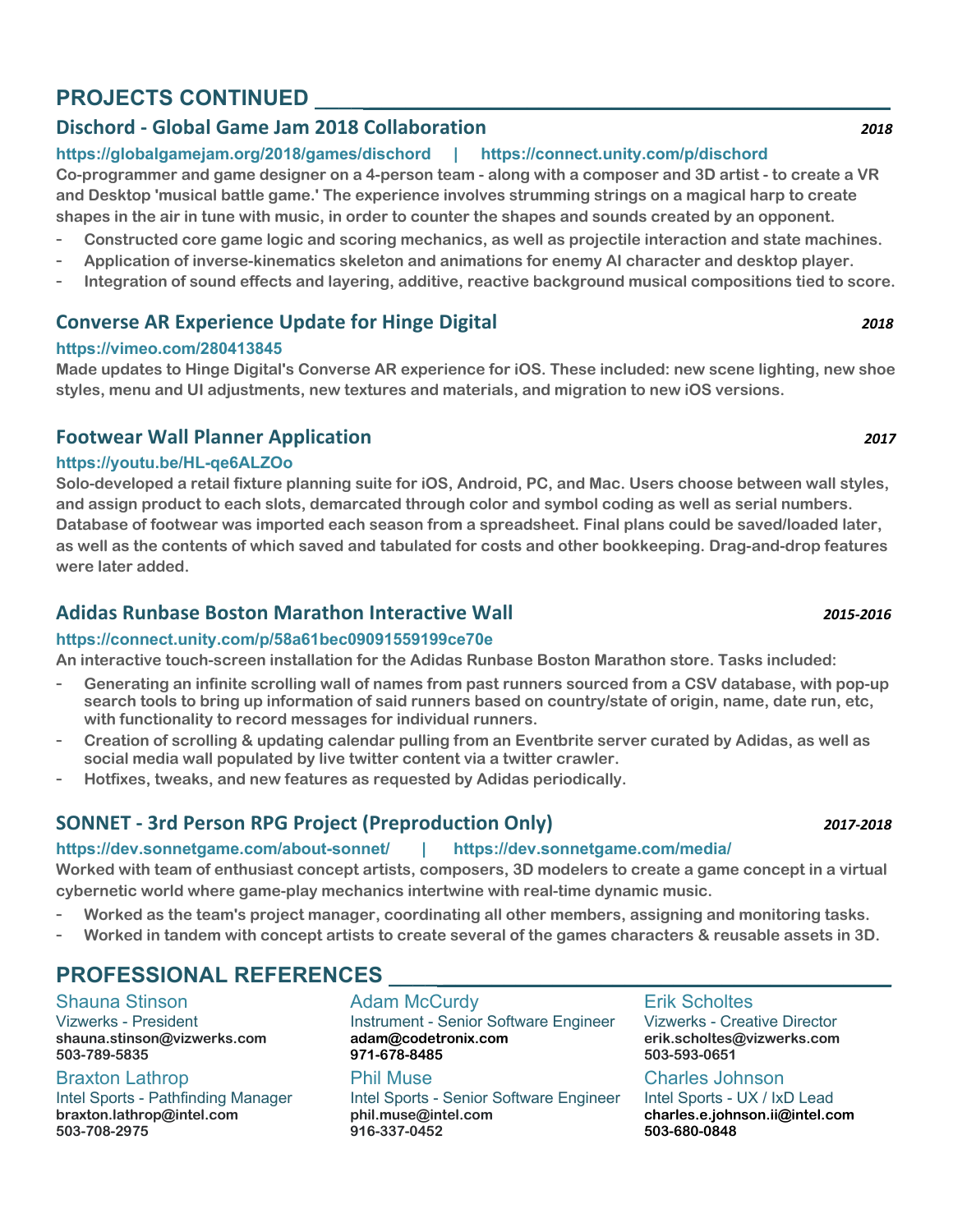## PROJECTS CONTINUED

### Dischord - Global Game Jam 2018 Collaboration — *2018*

**https://globalgamejam.org/2018/games/dischord | https://connect.unity.com/p/dischord**

**Co-programmer and game designer on a 4-person team - along with a composer and 3D artist - to create a VR and Desktop 'musical battle game.' The experience involves strumming strings on a magical harp to create shapes in the air in tune with music, in order to counter the shapes and sounds created by an opponent.**

- **Constructed core game logic and scoring mechanics, as well as projectile interaction and state machines.**
- **Application of inverse-kinematics skeleton and animations for enemy AI character and desktop player.**
- **Integration of sound effects and layering, additive, reactive background musical compositions tied to score.**

### Converse AR Experience Update for Hinge Digital — *2018*

**https://vimeo.com/280413845**

**Made updates to Hinge Digital's Converse AR experience for iOS. These included: new scene lighting, new shoe styles, menu and UI adjustments, new textures and materials, and migration to new iOS versions.**

### Footwear Wall Planner Application — *2017*

**https://youtu.be/HL-qe6ALZOo**

**Solo-developed a retail fixture planning suite for iOS, Android, PC, and Mac. Users choose between wall styles, and assign product to each slots, demarcated through color and symbol coding as well as serial numbers. Database of footwear was imported each season from a spreadsheet. Final plans could be saved/loaded later, as well as the contents of which saved and tabulated for costs and other bookkeeping. Drag-and-drop features were later added.**

### Adidas Runbase Boston Marathon Interactive Wall — *2015-2016*

**https://connect.unity.com/p/58a61bec09091559199ce70e**

**An interactive touch-screen installation for the Adidas Runbase Boston Marathon store. Tasks included:**

- **Generating an infinite scrolling wall of names from past runners sourced from a CSV database, with pop-up search tools to bring up information of said runners based on country/state of origin, name, date run, etc, with functionality to record messages for individual runners.**
- **Creation of scrolling & updating calendar pulling from an Eventbrite server curated by Adidas, as well as social media wall populated by live twitter content via a twitter crawler.**
- **Hotfixes, tweaks, and new features as requested by Adidas periodically.**

### SONNET - 3rd Person RPG Project (Preproduction Only) — *2017-2018*

**https://dev.sonnetgame.com/about-sonnet/ | https://dev.sonnetgame.com/media/**

**Worked with team of enthusiast concept artists, composers, 3D modelers to create a game concept in a virtual cybernetic world where game-play mechanics intertwine with real-time dynamic music.**

- **Worked as the team's project manager, coordinating all other members, assigning and monitoring tasks.**
- **Worked in tandem with concept artists to create several of the games characters & reusable assets in 3D.**

## PROFESSIONAL REFERENCES

**Shauna Stinson**
Vizwerks - President
**shauna.stinson@vizwerks.com**
**503-789-5835**

**Adam McCurdy**
Instrument - Senior Software Engineer
**adam@codetronix.com**
**971-678-8485**

**Erik Scholtes**
Vizwerks - Creative Director
**erik.scholtes@vizwerks.com**
**503-593-0651**

**Braxton Lathrop**
Intel Sports - Pathfinding Manager
**braxton.lathrop@intel.com**
**503-708-2975**

**Phil Muse**
Intel Sports - Senior Software Engineer
**phil.muse@intel.com**
**916-337-0452**

**Charles Johnson**
Intel Sports - UX / IxD Lead
**charles.e.johnson.ii@intel.com**
**503-680-0848**